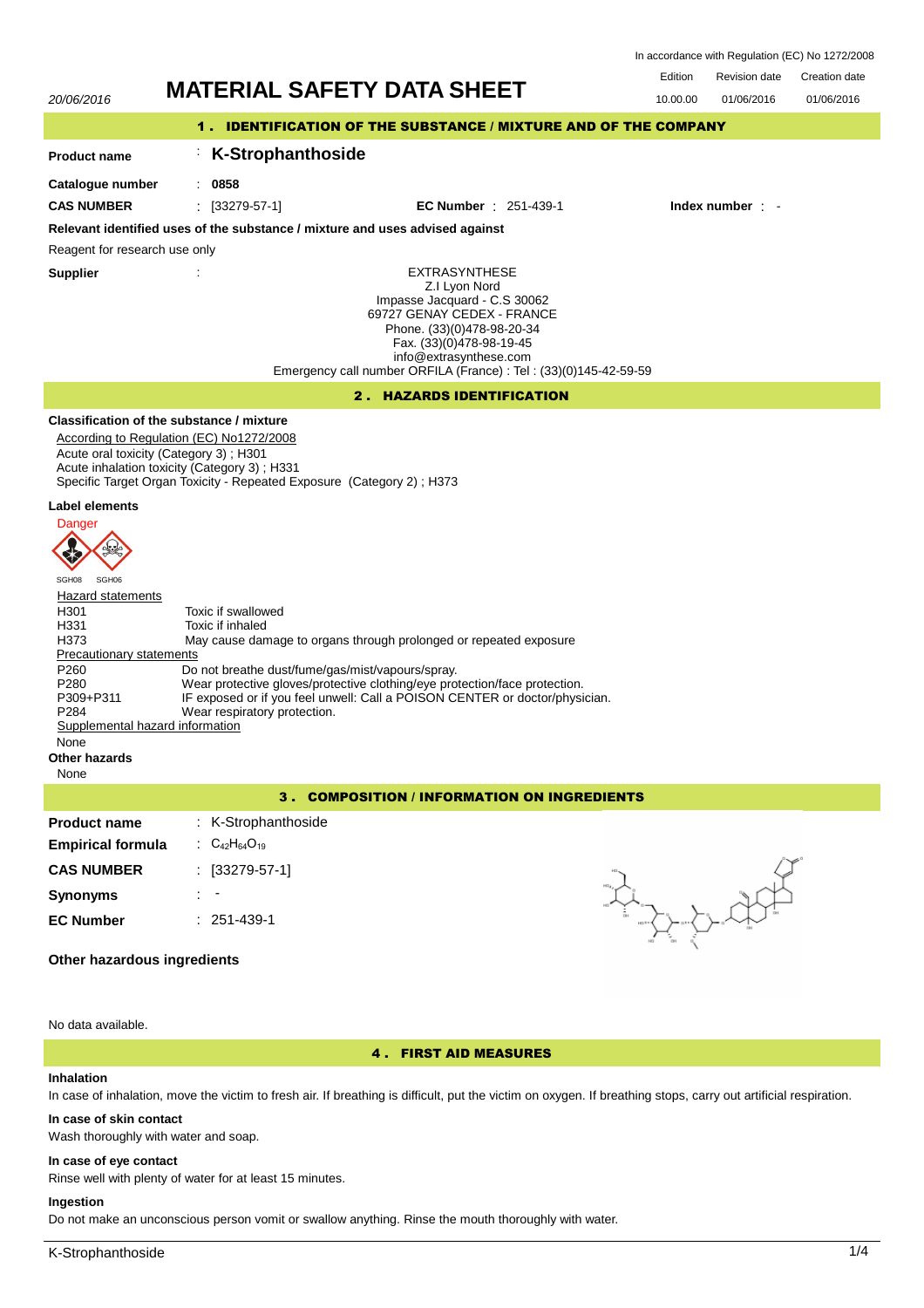In accordance with Regulation (EC) No 1272/2008

| 20/06/2016 | MATERIAL SAFETY DATA SHEET | Edition | Revision date | Creation date |
|---|---|---|---|---|
| | | 10.00.00 | 01/06/2016 | 01/06/2016 |

## 1 . IDENTIFICATION OF THE SUBSTANCE / MIXTURE AND OF THE COMPANY

**Product name** : **K-Strophanthoside**

**Catalogue number** : **0858**

**CAS NUMBER** : [33279-57-1] **EC Number** : 251-439-1 **Index number** : -

**Relevant identified uses of the substance / mixture and uses advised against**

Reagent for research use only

**Supplier** :

EXTRASYNTHESE
Z.I Lyon Nord
Impasse Jacquard - C.S 30062
69727 GENAY CEDEX - FRANCE
Phone. (33)(0)478-98-20-34
Fax. (33)(0)478-98-19-45
info@extrasynthese.com
Emergency call number ORFILA (France) : Tel : (33)(0)145-42-59-59

## 2 . HAZARDS IDENTIFICATION

**Classification of the substance / mixture**

According to Regulation (EC) No1272/2008
Acute oral toxicity (Category 3) ; H301
Acute inhalation toxicity (Category 3) ; H331
Specific Target Organ Toxicity - Repeated Exposure (Category 2) ; H373

**Label elements**

Danger

SGH08 SGH06

Hazard statements

| | |
|---|---|
| H301 | Toxic if swallowed |
| H331 | Toxic if inhaled |
| H373 | May cause damage to organs through prolonged or repeated exposure |

Precautionary statements

| | |
|---|---|
| P260 | Do not breathe dust/fume/gas/mist/vapours/spray. |
| P280 | Wear protective gloves/protective clothing/eye protection/face protection. |
| P309+P311 | IF exposed or if you feel unwell: Call a POISON CENTER or doctor/physician. |
| P284 | Wear respiratory protection. |

Supplemental hazard information

None

**Other hazards**

None

## 3 . COMPOSITION / INFORMATION ON INGREDIENTS

**Product name** : K-Strophanthoside

**Empirical formula** : $C_{42}H_{64}O_{19}$

**CAS NUMBER** : [33279-57-1]

**Synonyms** : -

**EC Number** : 251-439-1

**Other hazardous ingredients**

No data available.

## 4 . FIRST AID MEASURES

**Inhalation**

In case of inhalation, move the victim to fresh air. If breathing is difficult, put the victim on oxygen. If breathing stops, carry out artificial respiration.

**In case of skin contact**

Wash thoroughly with water and soap.

**In case of eye contact**

Rinse well with plenty of water for at least 15 minutes.

**Ingestion**

Do not make an unconscious person vomit or swallow anything. Rinse the mouth thoroughly with water.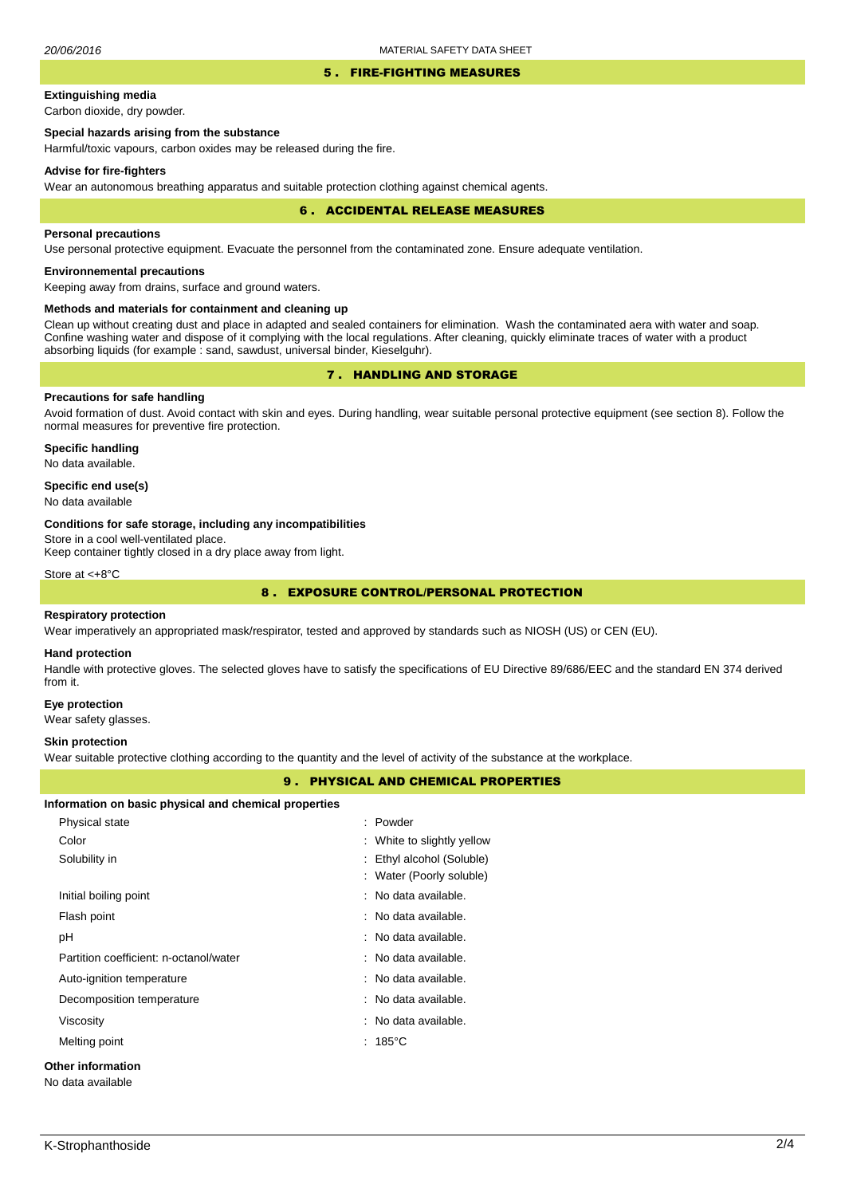## 5 . FIRE-FIGHTING MEASURES

**Extinguishing media**

Carbon dioxide, dry powder.

**Special hazards arising from the substance**

Harmful/toxic vapours, carbon oxides may be released during the fire.

**Advise for fire-fighters**

Wear an autonomous breathing apparatus and suitable protection clothing against chemical agents.

## 6 . ACCIDENTAL RELEASE MEASURES

**Personal precautions**

Use personal protective equipment. Evacuate the personnel from the contaminated zone. Ensure adequate ventilation.

**Environnemental precautions**

Keeping away from drains, surface and ground waters.

**Methods and materials for containment and cleaning up**

Clean up without creating dust and place in adapted and sealed containers for elimination. Wash the contaminated aera with water and soap. Confine washing water and dispose of it complying with the local regulations. After cleaning, quickly eliminate traces of water with a product absorbing liquids (for example : sand, sawdust, universal binder, Kieselguhr).

## 7 . HANDLING AND STORAGE

**Precautions for safe handling**

Avoid formation of dust. Avoid contact with skin and eyes. During handling, wear suitable personal protective equipment (see section 8). Follow the normal measures for preventive fire protection.

**Specific handling**

No data available.

**Specific end use(s)**

No data available

**Conditions for safe storage, including any incompatibilities**

Store in a cool well-ventilated place.
Keep container tightly closed in a dry place away from light.

Store at <+8°C

## 8 . EXPOSURE CONTROL/PERSONAL PROTECTION

**Respiratory protection**

Wear imperatively an appropriated mask/respirator, tested and approved by standards such as NIOSH (US) or CEN (EU).

**Hand protection**

Handle with protective gloves. The selected gloves have to satisfy the specifications of EU Directive 89/686/EEC and the standard EN 374 derived from it.

**Eye protection**

Wear safety glasses.

**Skin protection**

Wear suitable protective clothing according to the quantity and the level of activity of the substance at the workplace.

## 9 . PHYSICAL AND CHEMICAL PROPERTIES

**Information on basic physical and chemical properties**

| | |
|---|---|
| Physical state | : Powder |
| Color | : White to slightly yellow |
| Solubility in | : Ethyl alcohol (Soluble) |
| | : Water (Poorly soluble) |
| Initial boiling point | : No data available. |
| Flash point | : No data available. |
| pH | : No data available. |
| Partition coefficient: n-octanol/water | : No data available. |
| Auto-ignition temperature | : No data available. |
| Decomposition temperature | : No data available. |
| Viscosity | : No data available. |
| Melting point | : 185°C |

**Other information**

No data available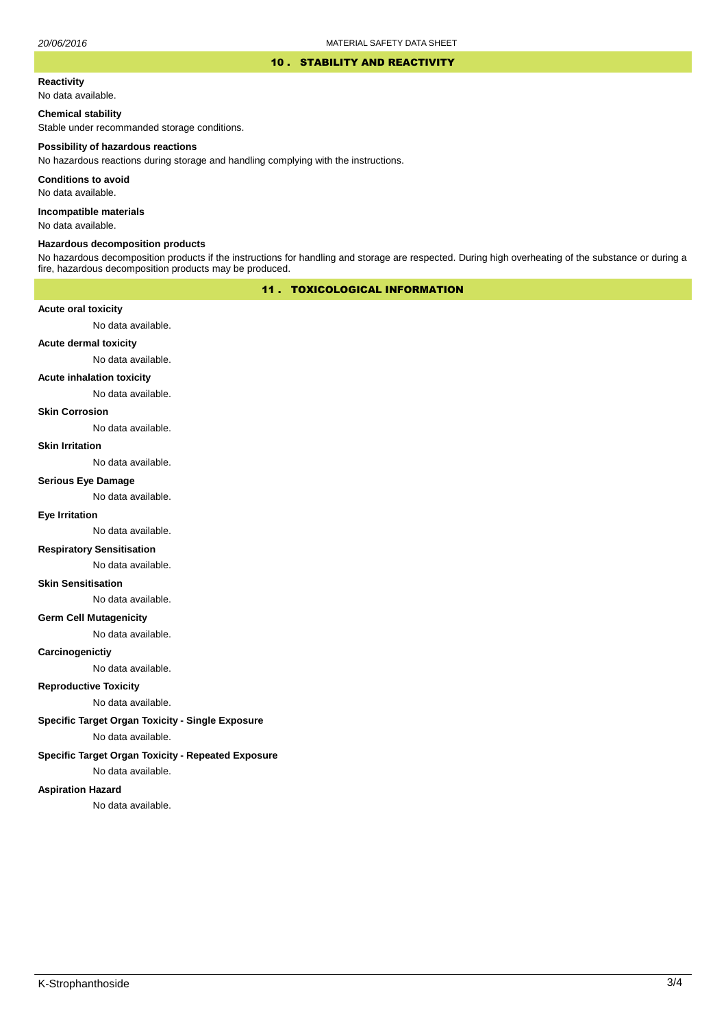## 10 . STABILITY AND REACTIVITY

**Reactivity**

No data available.

**Chemical stability**

Stable under recommanded storage conditions.

**Possibility of hazardous reactions**

No hazardous reactions during storage and handling complying with the instructions.

**Conditions to avoid**

No data available.

**Incompatible materials**

No data available.

**Hazardous decomposition products**

No hazardous decomposition products if the instructions for handling and storage are respected. During high overheating of the substance or during a fire, hazardous decomposition products may be produced.

## 11 . TOXICOLOGICAL INFORMATION

**Acute oral toxicity**

No data available.

**Acute dermal toxicity**

No data available.

**Acute inhalation toxicity**

No data available.

**Skin Corrosion**

No data available.

**Skin Irritation**

No data available.

**Serious Eye Damage**

No data available.

**Eye Irritation**

No data available.

**Respiratory Sensitisation**

No data available.

**Skin Sensitisation**

No data available.

**Germ Cell Mutagenicity**

No data available.

**Carcinogenictiy**

No data available.

**Reproductive Toxicity**

No data available.

**Specific Target Organ Toxicity - Single Exposure**

No data available.

**Specific Target Organ Toxicity - Repeated Exposure**

No data available.

**Aspiration Hazard**

No data available.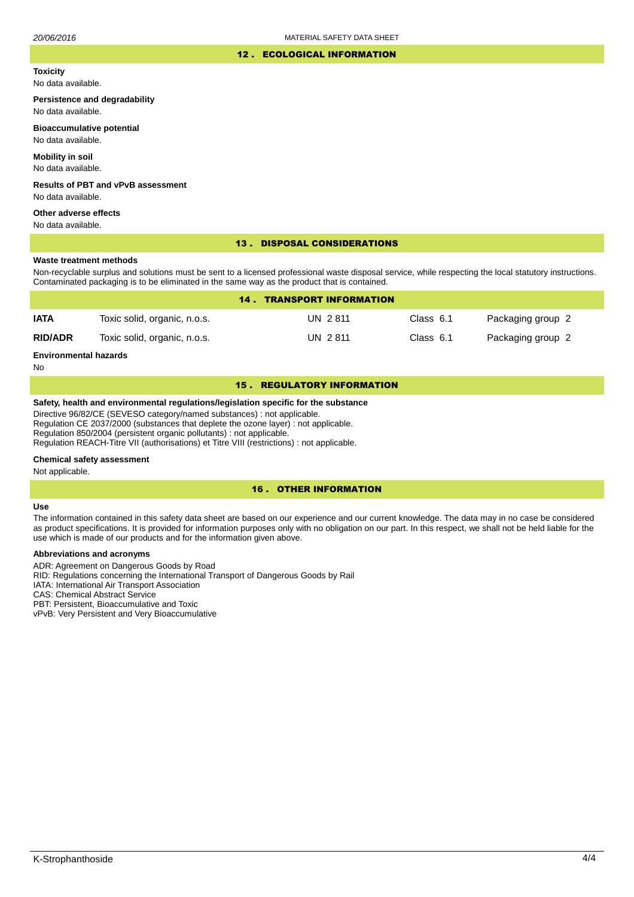## 12 . ECOLOGICAL INFORMATION

**Toxicity**

No data available.

**Persistence and degradability**

No data available.

**Bioaccumulative potential**

No data available.

**Mobility in soil**

No data available.

**Results of PBT and vPvB assessment**

No data available.

**Other adverse effects**

No data available.

## 13 . DISPOSAL CONSIDERATIONS

**Waste treatment methods**

Non-recyclable surplus and solutions must be sent to a licensed professional waste disposal service, while respecting the local statutory instructions. Contaminated packaging is to be eliminated in the same way as the product that is contained.

## 14 . TRANSPORT INFORMATION

| | | | | |
|---|---|---|---|---|
| **IATA** | Toxic solid, organic, n.o.s. | UN 2 811 | Class 6.1 | Packaging group 2 |
| **RID/ADR** | Toxic solid, organic, n.o.s. | UN 2 811 | Class 6.1 | Packaging group 2 |

**Environmental hazards**

No

## 15 . REGULATORY INFORMATION

**Safety, health and environmental regulations/legislation specific for the substance**

Directive 96/82/CE (SEVESO category/named substances) : not applicable.
Regulation CE 2037/2000 (substances that deplete the ozone layer) : not applicable.
Regulation 850/2004 (persistent organic pollutants) : not applicable.
Regulation REACH-Titre VII (authorisations) et Titre VIII (restrictions) : not applicable.

**Chemical safety assessment**

Not applicable.

## 16 . OTHER INFORMATION

**Use**

The information contained in this safety data sheet are based on our experience and our current knowledge. The data may in no case be considered as product specifications. It is provided for information purposes only with no obligation on our part. In this respect, we shall not be held liable for the use which is made of our products and for the information given above.

**Abbreviations and acronyms**

ADR: Agreement on Dangerous Goods by Road
RID: Regulations concerning the International Transport of Dangerous Goods by Rail
IATA: International Air Transport Association
CAS: Chemical Abstract Service
PBT: Persistent, Bioaccumulative and Toxic
vPvB: Very Persistent and Very Bioaccumulative